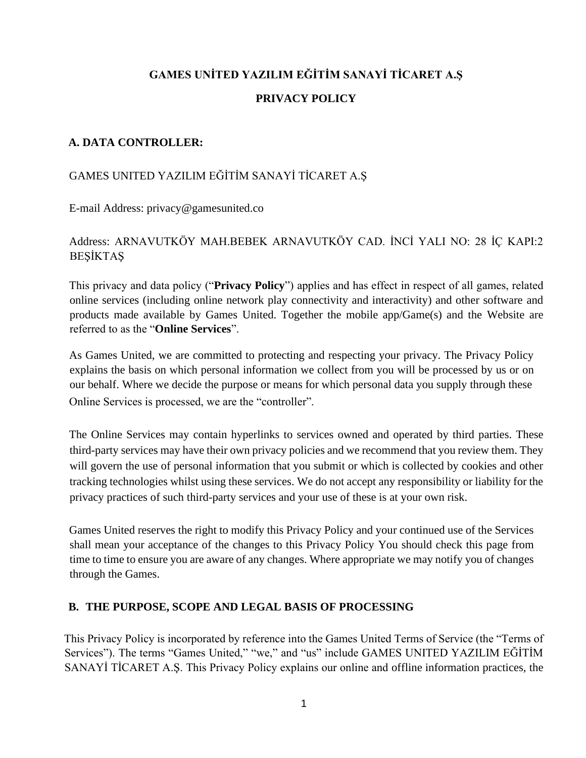**GAMES UNİTED YAZILIM EĞİTİM SANAYİ TİCARET A.Ş**

**PRIVACY POLICY**

## A. DATA CONTROLLER:

GAMES UNITED YAZILIM EĞİTİM SANAYİ TİCARET A.Ş

E-mail Address: privacy@gamesunited.co

Address: ARNAVUTKÖY MAH.BEBEK ARNAVUTKÖY CAD. İNCİ YALI NO: 28 İÇ KAPI:2 BEŞİKTAŞ

This privacy and data policy ("**Privacy Policy**") applies and has effect in respect of all games, related online services (including online network play connectivity and interactivity) and other software and products made available by Games United. Together the mobile app/Game(s) and the Website are referred to as the "**Online Services**".

As Games United, we are committed to protecting and respecting your privacy. The Privacy Policy explains the basis on which personal information we collect from you will be processed by us or on our behalf. Where we decide the purpose or means for which personal data you supply through these Online Services is processed, we are the "controller".

The Online Services may contain hyperlinks to services owned and operated by third parties. These third-party services may have their own privacy policies and we recommend that you review them. They will govern the use of personal information that you submit or which is collected by cookies and other tracking technologies whilst using these services. We do not accept any responsibility or liability for the privacy practices of such third-party services and your use of these is at your own risk.

Games United reserves the right to modify this Privacy Policy and your continued use of the Services shall mean your acceptance of the changes to this Privacy Policy You should check this page from time to time to ensure you are aware of any changes. Where appropriate we may notify you of changes through the Games.

## B. THE PURPOSE, SCOPE AND LEGAL BASIS OF PROCESSING

This Privacy Policy is incorporated by reference into the Games United Terms of Service (the "Terms of Services"). The terms "Games United," "we," and "us" include GAMES UNITED YAZILIM EĞİTİM SANAYİ TİCARET A.Ş. This Privacy Policy explains our online and offline information practices, the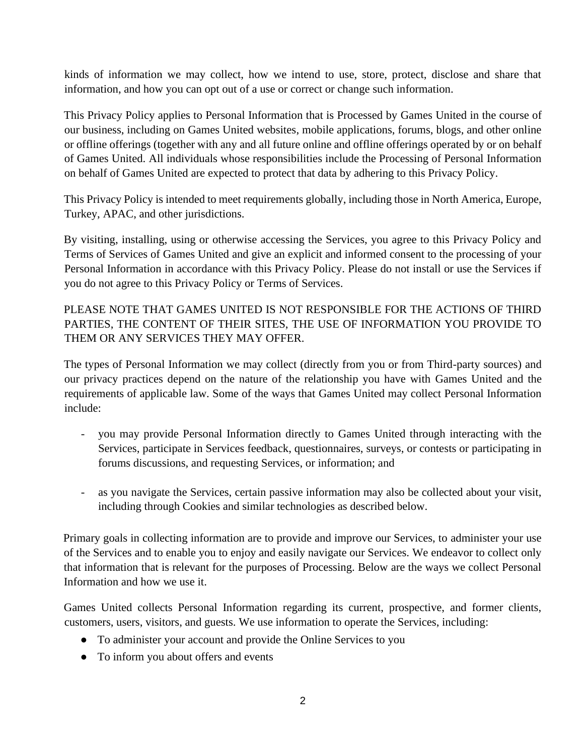kinds of information we may collect, how we intend to use, store, protect, disclose and share that information, and how you can opt out of a use or correct or change such information.

This Privacy Policy applies to Personal Information that is Processed by Games United in the course of our business, including on Games United websites, mobile applications, forums, blogs, and other online or offline offerings (together with any and all future online and offline offerings operated by or on behalf of Games United. All individuals whose responsibilities include the Processing of Personal Information on behalf of Games United are expected to protect that data by adhering to this Privacy Policy.

This Privacy Policy is intended to meet requirements globally, including those in North America, Europe, Turkey, APAC, and other jurisdictions.

By visiting, installing, using or otherwise accessing the Services, you agree to this Privacy Policy and Terms of Services of Games United and give an explicit and informed consent to the processing of your Personal Information in accordance with this Privacy Policy. Please do not install or use the Services if you do not agree to this Privacy Policy or Terms of Services.

PLEASE NOTE THAT GAMES UNITED IS NOT RESPONSIBLE FOR THE ACTIONS OF THIRD PARTIES, THE CONTENT OF THEIR SITES, THE USE OF INFORMATION YOU PROVIDE TO THEM OR ANY SERVICES THEY MAY OFFER.

The types of Personal Information we may collect (directly from you or from Third-party sources) and our privacy practices depend on the nature of the relationship you have with Games United and the requirements of applicable law. Some of the ways that Games United may collect Personal Information include:

- you may provide Personal Information directly to Games United through interacting with the Services, participate in Services feedback, questionnaires, surveys, or contests or participating in forums discussions, and requesting Services, or information; and

- as you navigate the Services, certain passive information may also be collected about your visit, including through Cookies and similar technologies as described below.

Primary goals in collecting information are to provide and improve our Services, to administer your use of the Services and to enable you to enjoy and easily navigate our Services. We endeavor to collect only that information that is relevant for the purposes of Processing. Below are the ways we collect Personal Information and how we use it.

Games United collects Personal Information regarding its current, prospective, and former clients, customers, users, visitors, and guests. We use information to operate the Services, including:

- To administer your account and provide the Online Services to you
- To inform you about offers and events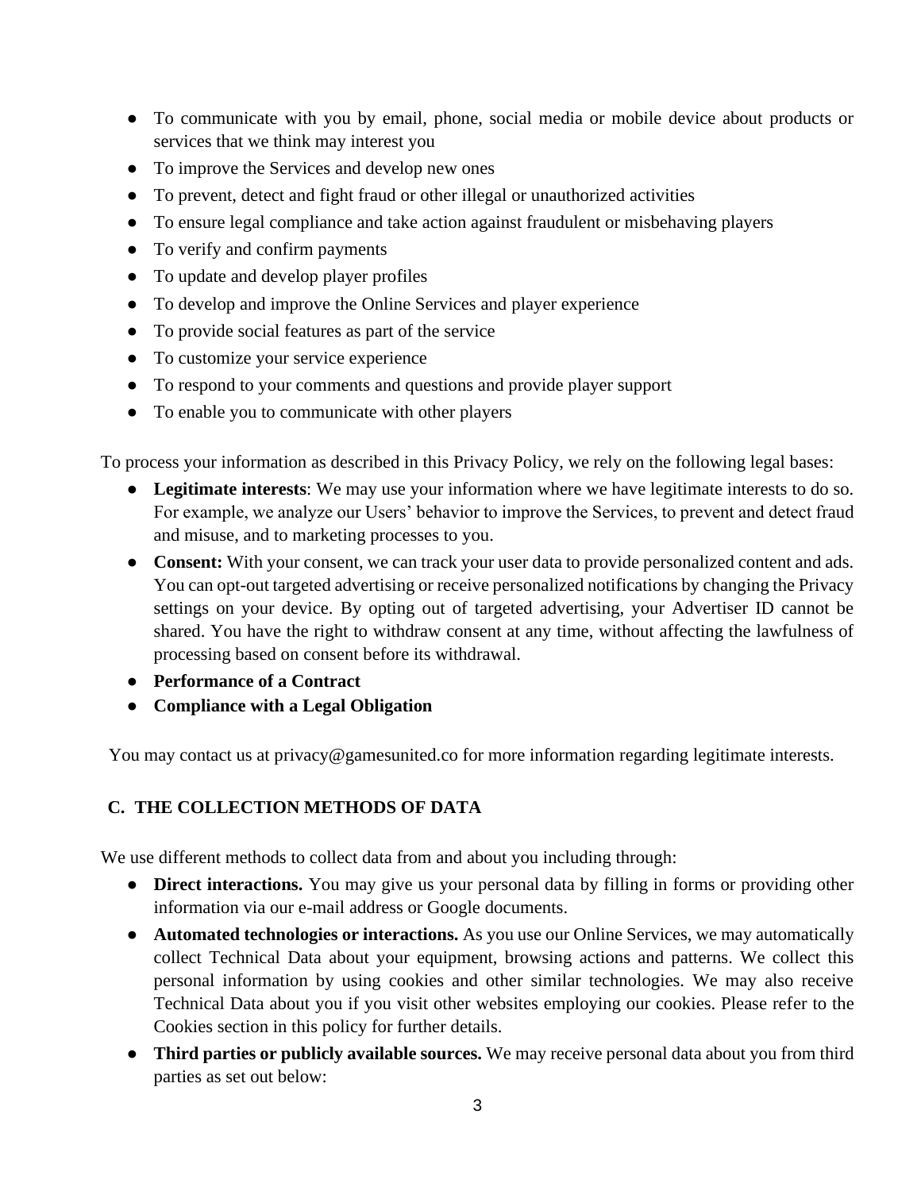- To communicate with you by email, phone, social media or mobile device about products or services that we think may interest you
- To improve the Services and develop new ones
- To prevent, detect and fight fraud or other illegal or unauthorized activities
- To ensure legal compliance and take action against fraudulent or misbehaving players
- To verify and confirm payments
- To update and develop player profiles
- To develop and improve the Online Services and player experience
- To provide social features as part of the service
- To customize your service experience
- To respond to your comments and questions and provide player support
- To enable you to communicate with other players

To process your information as described in this Privacy Policy, we rely on the following legal bases:

- **Legitimate interests**: We may use your information where we have legitimate interests to do so. For example, we analyze our Users' behavior to improve the Services, to prevent and detect fraud and misuse, and to marketing processes to you.
- **Consent:** With your consent, we can track your user data to provide personalized content and ads. You can opt-out targeted advertising or receive personalized notifications by changing the Privacy settings on your device. By opting out of targeted advertising, your Advertiser ID cannot be shared. You have the right to withdraw consent at any time, without affecting the lawfulness of processing based on consent before its withdrawal.
- **Performance of a Contract**
- **Compliance with a Legal Obligation**

You may contact us at privacy@gamesunited.co for more information regarding legitimate interests.

## C. THE COLLECTION METHODS OF DATA

We use different methods to collect data from and about you including through:

- **Direct interactions.** You may give us your personal data by filling in forms or providing other information via our e-mail address or Google documents.
- **Automated technologies or interactions.** As you use our Online Services, we may automatically collect Technical Data about your equipment, browsing actions and patterns. We collect this personal information by using cookies and other similar technologies. We may also receive Technical Data about you if you visit other websites employing our cookies. Please refer to the Cookies section in this policy for further details.
- **Third parties or publicly available sources.** We may receive personal data about you from third parties as set out below: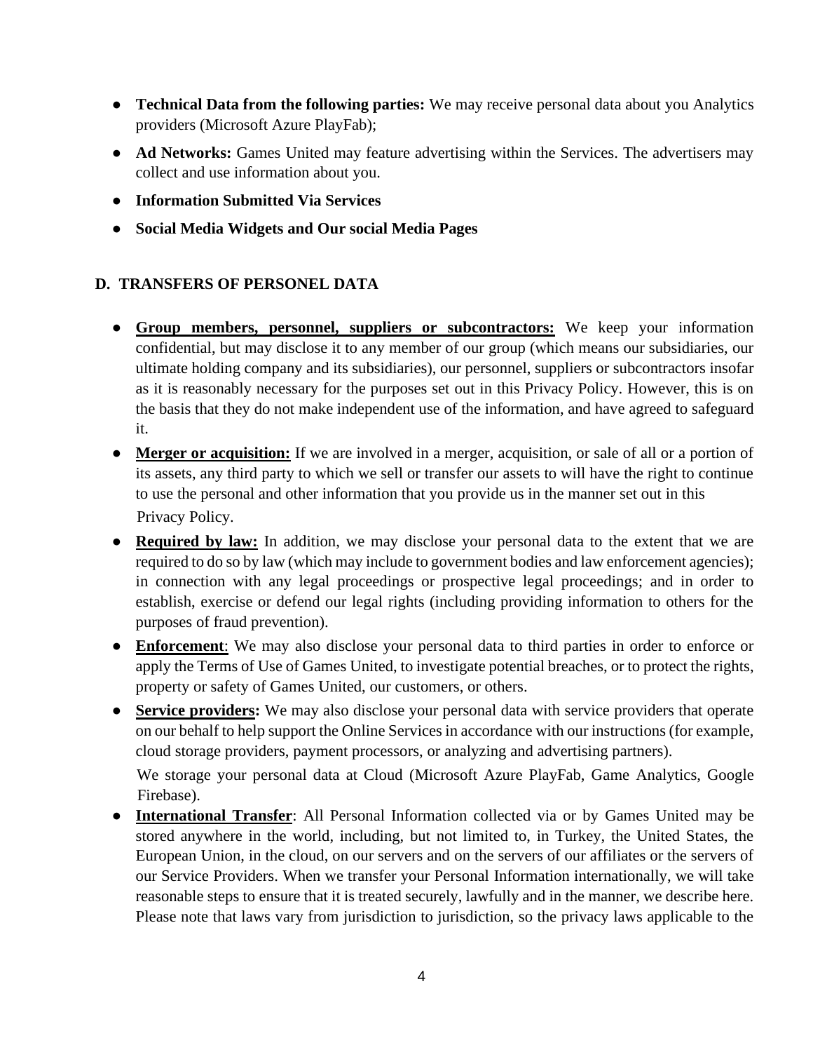- **Technical Data from the following parties:** We may receive personal data about you Analytics providers (Microsoft Azure PlayFab);
- **Ad Networks:** Games United may feature advertising within the Services. The advertisers may collect and use information about you.
- **Information Submitted Via Services**
- **Social Media Widgets and Our social Media Pages**

## D. TRANSFERS OF PERSONEL DATA

- **Group members, personnel, suppliers or subcontractors:** We keep your information confidential, but may disclose it to any member of our group (which means our subsidiaries, our ultimate holding company and its subsidiaries), our personnel, suppliers or subcontractors insofar as it is reasonably necessary for the purposes set out in this Privacy Policy. However, this is on the basis that they do not make independent use of the information, and have agreed to safeguard it.
- **Merger or acquisition:** If we are involved in a merger, acquisition, or sale of all or a portion of its assets, any third party to which we sell or transfer our assets to will have the right to continue to use the personal and other information that you provide us in the manner set out in this Privacy Policy.
- **Required by law:** In addition, we may disclose your personal data to the extent that we are required to do so by law (which may include to government bodies and law enforcement agencies); in connection with any legal proceedings or prospective legal proceedings; and in order to establish, exercise or defend our legal rights (including providing information to others for the purposes of fraud prevention).
- **Enforcement**: We may also disclose your personal data to third parties in order to enforce or apply the Terms of Use of Games United, to investigate potential breaches, or to protect the rights, property or safety of Games United, our customers, or others.
- **Service providers:** We may also disclose your personal data with service providers that operate on our behalf to help support the Online Services in accordance with our instructions (for example, cloud storage providers, payment processors, or analyzing and advertising partners).

  We storage your personal data at Cloud (Microsoft Azure PlayFab, Game Analytics, Google Firebase).
- **International Transfer**: All Personal Information collected via or by Games United may be stored anywhere in the world, including, but not limited to, in Turkey, the United States, the European Union, in the cloud, on our servers and on the servers of our affiliates or the servers of our Service Providers. When we transfer your Personal Information internationally, we will take reasonable steps to ensure that it is treated securely, lawfully and in the manner, we describe here. Please note that laws vary from jurisdiction to jurisdiction, so the privacy laws applicable to the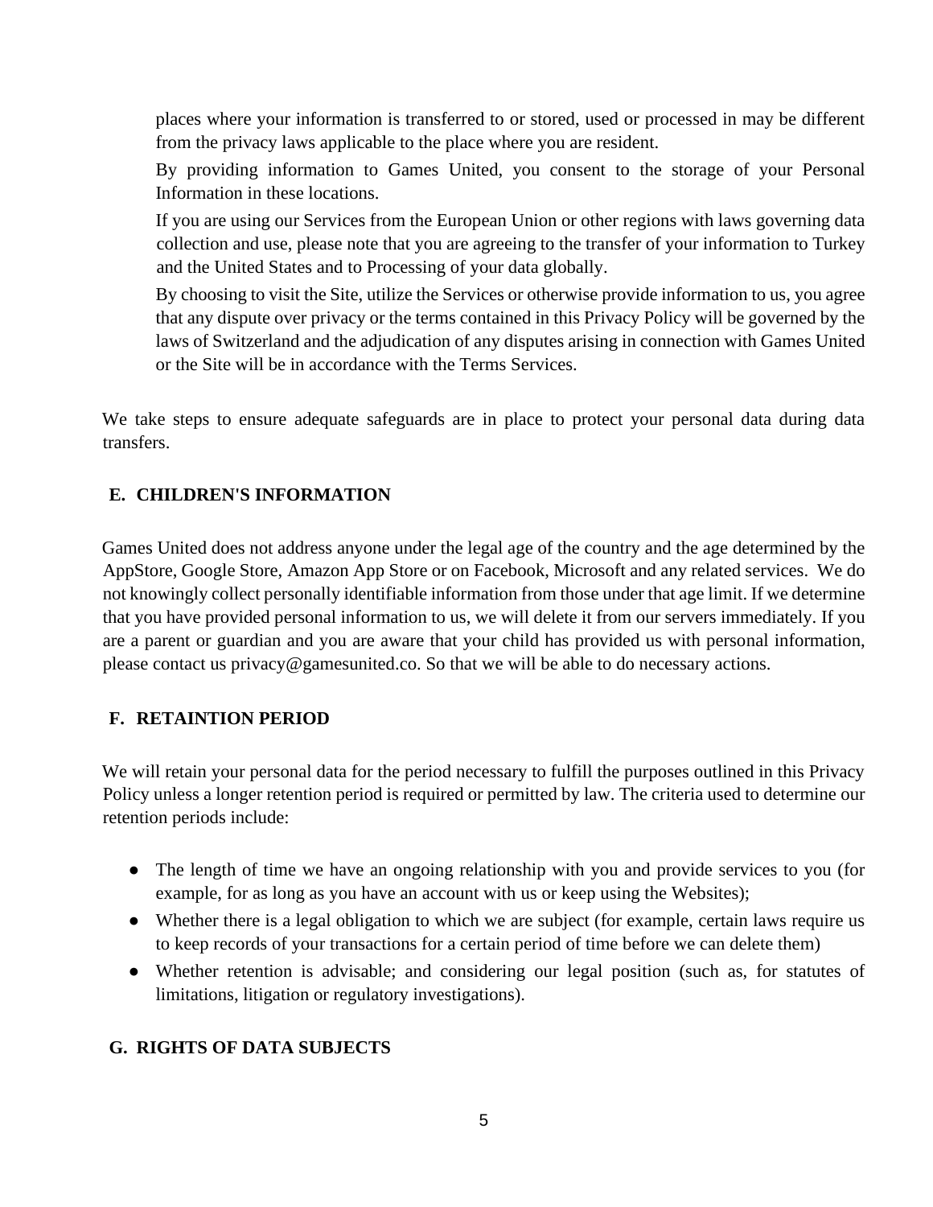places where your information is transferred to or stored, used or processed in may be different from the privacy laws applicable to the place where you are resident.

By providing information to Games United, you consent to the storage of your Personal Information in these locations.

If you are using our Services from the European Union or other regions with laws governing data collection and use, please note that you are agreeing to the transfer of your information to Turkey and the United States and to Processing of your data globally.

By choosing to visit the Site, utilize the Services or otherwise provide information to us, you agree that any dispute over privacy or the terms contained in this Privacy Policy will be governed by the laws of Switzerland and the adjudication of any disputes arising in connection with Games United or the Site will be in accordance with the Terms Services.

We take steps to ensure adequate safeguards are in place to protect your personal data during data transfers.

## E. CHILDREN'S INFORMATION

Games United does not address anyone under the legal age of the country and the age determined by the AppStore, Google Store, Amazon App Store or on Facebook, Microsoft and any related services. We do not knowingly collect personally identifiable information from those under that age limit. If we determine that you have provided personal information to us, we will delete it from our servers immediately. If you are a parent or guardian and you are aware that your child has provided us with personal information, please contact us privacy@gamesunited.co. So that we will be able to do necessary actions.

## F. RETAINTION PERIOD

We will retain your personal data for the period necessary to fulfill the purposes outlined in this Privacy Policy unless a longer retention period is required or permitted by law. The criteria used to determine our retention periods include:

- The length of time we have an ongoing relationship with you and provide services to you (for example, for as long as you have an account with us or keep using the Websites);
- Whether there is a legal obligation to which we are subject (for example, certain laws require us to keep records of your transactions for a certain period of time before we can delete them)
- Whether retention is advisable; and considering our legal position (such as, for statutes of limitations, litigation or regulatory investigations).

## G. RIGHTS OF DATA SUBJECTS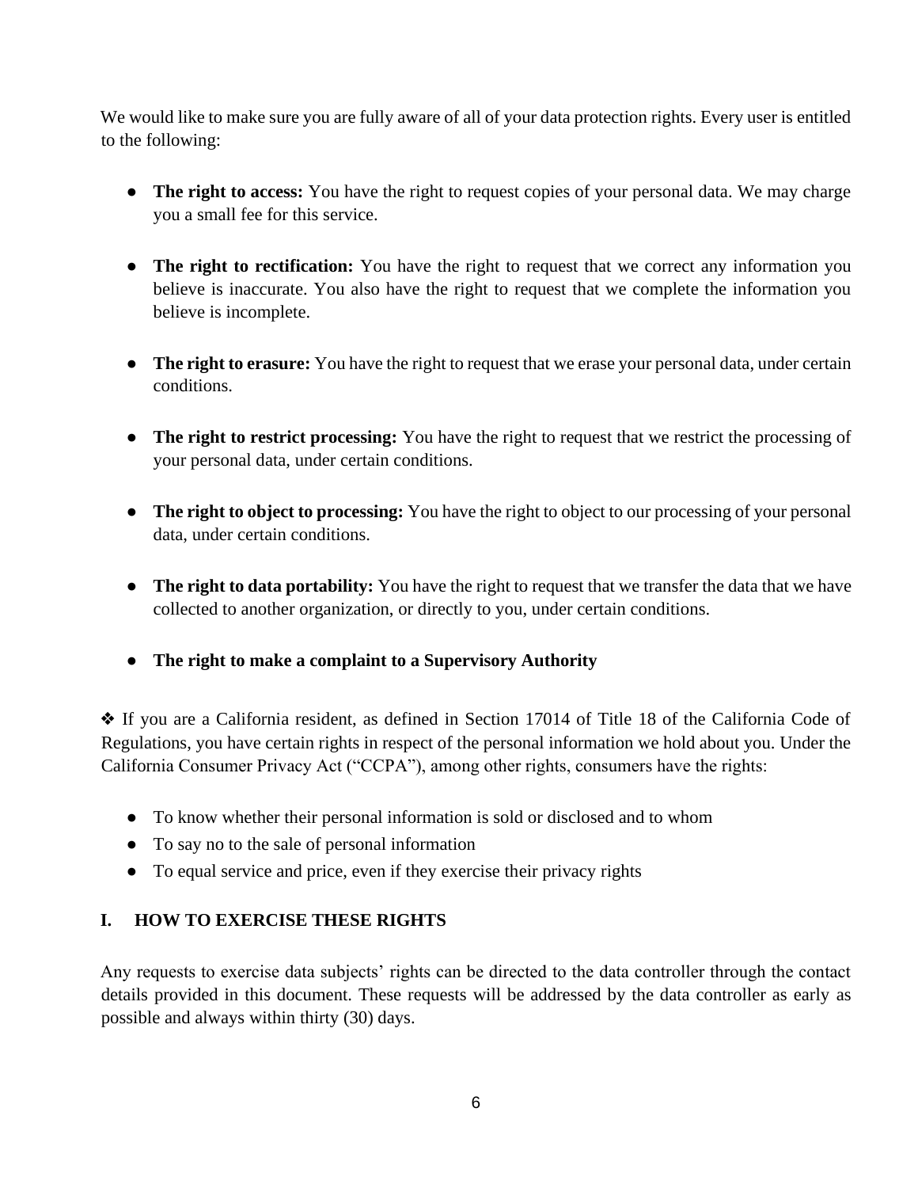We would like to make sure you are fully aware of all of your data protection rights. Every user is entitled to the following:

- **The right to access:** You have the right to request copies of your personal data. We may charge you a small fee for this service.
- **The right to rectification:** You have the right to request that we correct any information you believe is inaccurate. You also have the right to request that we complete the information you believe is incomplete.
- **The right to erasure:** You have the right to request that we erase your personal data, under certain conditions.
- **The right to restrict processing:** You have the right to request that we restrict the processing of your personal data, under certain conditions.
- **The right to object to processing:** You have the right to object to our processing of your personal data, under certain conditions.
- **The right to data portability:** You have the right to request that we transfer the data that we have collected to another organization, or directly to you, under certain conditions.
- **The right to make a complaint to a Supervisory Authority**

❖ If you are a California resident, as defined in Section 17014 of Title 18 of the California Code of Regulations, you have certain rights in respect of the personal information we hold about you. Under the California Consumer Privacy Act ("CCPA"), among other rights, consumers have the rights:

- To know whether their personal information is sold or disclosed and to whom
- To say no to the sale of personal information
- To equal service and price, even if they exercise their privacy rights

## I. HOW TO EXERCISE THESE RIGHTS

Any requests to exercise data subjects' rights can be directed to the data controller through the contact details provided in this document. These requests will be addressed by the data controller as early as possible and always within thirty (30) days.